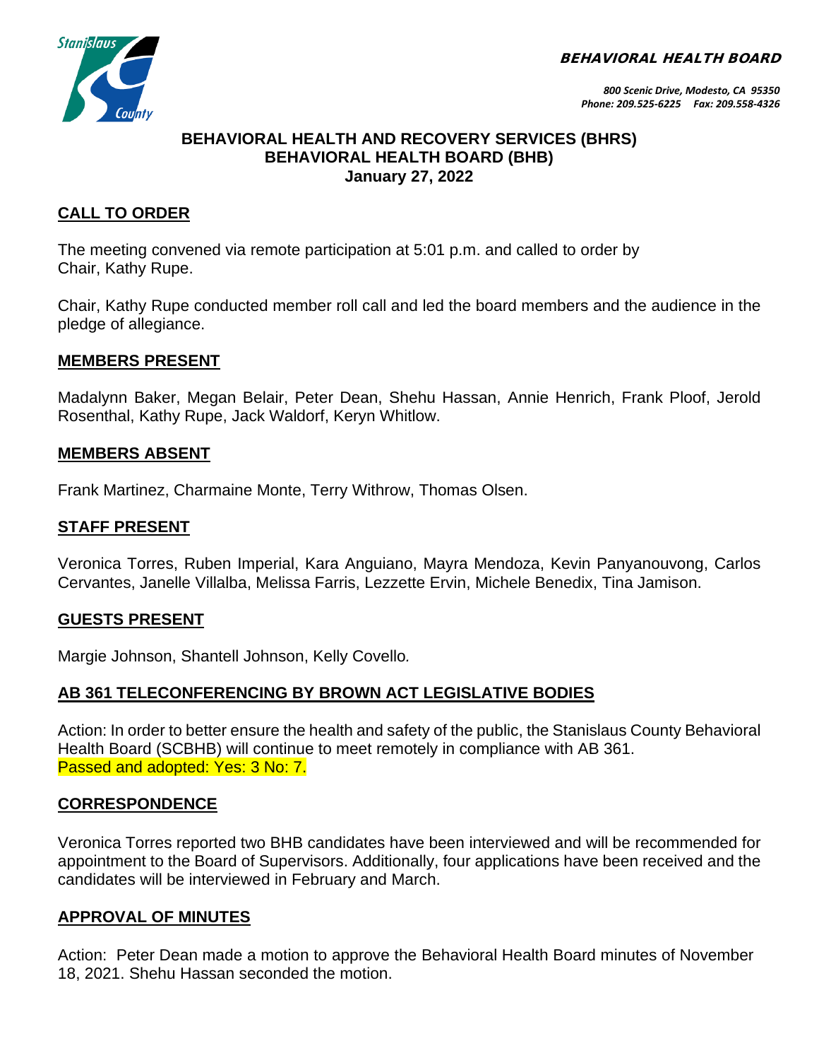**BEHAVIORAL HEALTH BOARD**

*800 Scenic Drive, Modesto, CA 95350*
*Phone: 209.525-6225 Fax: 209.558-4326*

**BEHAVIORAL HEALTH AND RECOVERY SERVICES (BHRS)**
**BEHAVIORAL HEALTH BOARD (BHB)**
**January 27, 2022**

## CALL TO ORDER

The meeting convened via remote participation at 5:01 p.m. and called to order by Chair, Kathy Rupe.

Chair, Kathy Rupe conducted member roll call and led the board members and the audience in the pledge of allegiance.

## MEMBERS PRESENT

Madalynn Baker, Megan Belair, Peter Dean, Shehu Hassan, Annie Henrich, Frank Ploof, Jerold Rosenthal, Kathy Rupe, Jack Waldorf, Keryn Whitlow.

## MEMBERS ABSENT

Frank Martinez, Charmaine Monte, Terry Withrow, Thomas Olsen.

## STAFF PRESENT

Veronica Torres, Ruben Imperial, Kara Anguiano, Mayra Mendoza, Kevin Panyanouvong, Carlos Cervantes, Janelle Villalba, Melissa Farris, Lezzette Ervin, Michele Benedix, Tina Jamison.

## GUESTS PRESENT

Margie Johnson, Shantell Johnson, Kelly Covello.

## AB 361 TELECONFERENCING BY BROWN ACT LEGISLATIVE BODIES

Action: In order to better ensure the health and safety of the public, the Stanislaus County Behavioral Health Board (SCBHB) will continue to meet remotely in compliance with AB 361.
Passed and adopted: Yes: 3 No: 7.

## CORRESPONDENCE

Veronica Torres reported two BHB candidates have been interviewed and will be recommended for appointment to the Board of Supervisors. Additionally, four applications have been received and the candidates will be interviewed in February and March.

## APPROVAL OF MINUTES

Action: Peter Dean made a motion to approve the Behavioral Health Board minutes of November 18, 2021. Shehu Hassan seconded the motion.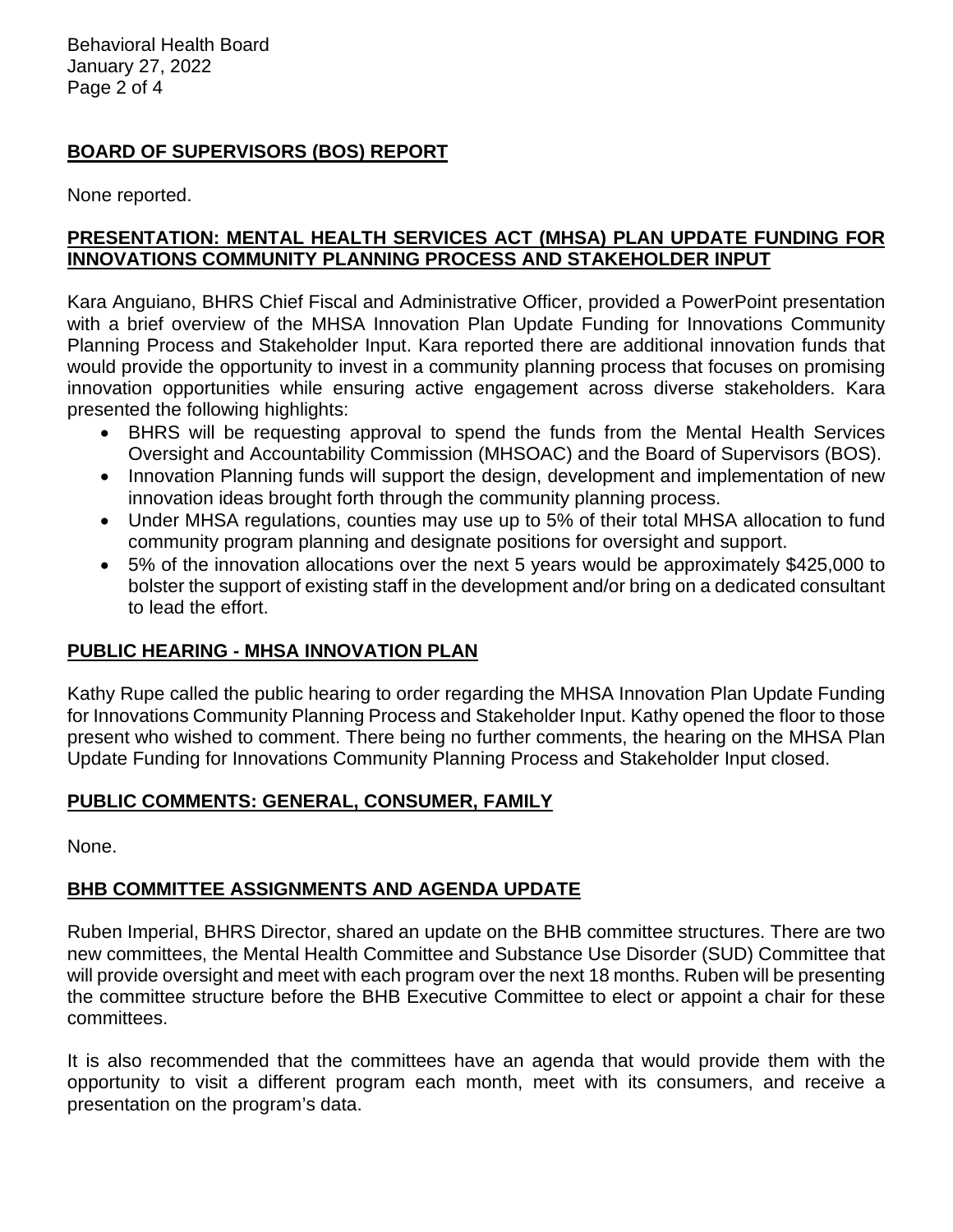## BOARD OF SUPERVISORS (BOS) REPORT

None reported.

## PRESENTATION: MENTAL HEALTH SERVICES ACT (MHSA) PLAN UPDATE FUNDING FOR INNOVATIONS COMMUNITY PLANNING PROCESS AND STAKEHOLDER INPUT

Kara Anguiano, BHRS Chief Fiscal and Administrative Officer, provided a PowerPoint presentation with a brief overview of the MHSA Innovation Plan Update Funding for Innovations Community Planning Process and Stakeholder Input. Kara reported there are additional innovation funds that would provide the opportunity to invest in a community planning process that focuses on promising innovation opportunities while ensuring active engagement across diverse stakeholders. Kara presented the following highlights:

- BHRS will be requesting approval to spend the funds from the Mental Health Services Oversight and Accountability Commission (MHSOAC) and the Board of Supervisors (BOS).
- Innovation Planning funds will support the design, development and implementation of new innovation ideas brought forth through the community planning process.
- Under MHSA regulations, counties may use up to 5% of their total MHSA allocation to fund community program planning and designate positions for oversight and support.
- 5% of the innovation allocations over the next 5 years would be approximately $425,000 to bolster the support of existing staff in the development and/or bring on a dedicated consultant to lead the effort.

## PUBLIC HEARING - MHSA INNOVATION PLAN

Kathy Rupe called the public hearing to order regarding the MHSA Innovation Plan Update Funding for Innovations Community Planning Process and Stakeholder Input. Kathy opened the floor to those present who wished to comment. There being no further comments, the hearing on the MHSA Plan Update Funding for Innovations Community Planning Process and Stakeholder Input closed.

## PUBLIC COMMENTS: GENERAL, CONSUMER, FAMILY

None.

## BHB COMMITTEE ASSIGNMENTS AND AGENDA UPDATE

Ruben Imperial, BHRS Director, shared an update on the BHB committee structures. There are two new committees, the Mental Health Committee and Substance Use Disorder (SUD) Committee that will provide oversight and meet with each program over the next 18 months. Ruben will be presenting the committee structure before the BHB Executive Committee to elect or appoint a chair for these committees.

It is also recommended that the committees have an agenda that would provide them with the opportunity to visit a different program each month, meet with its consumers, and receive a presentation on the program's data.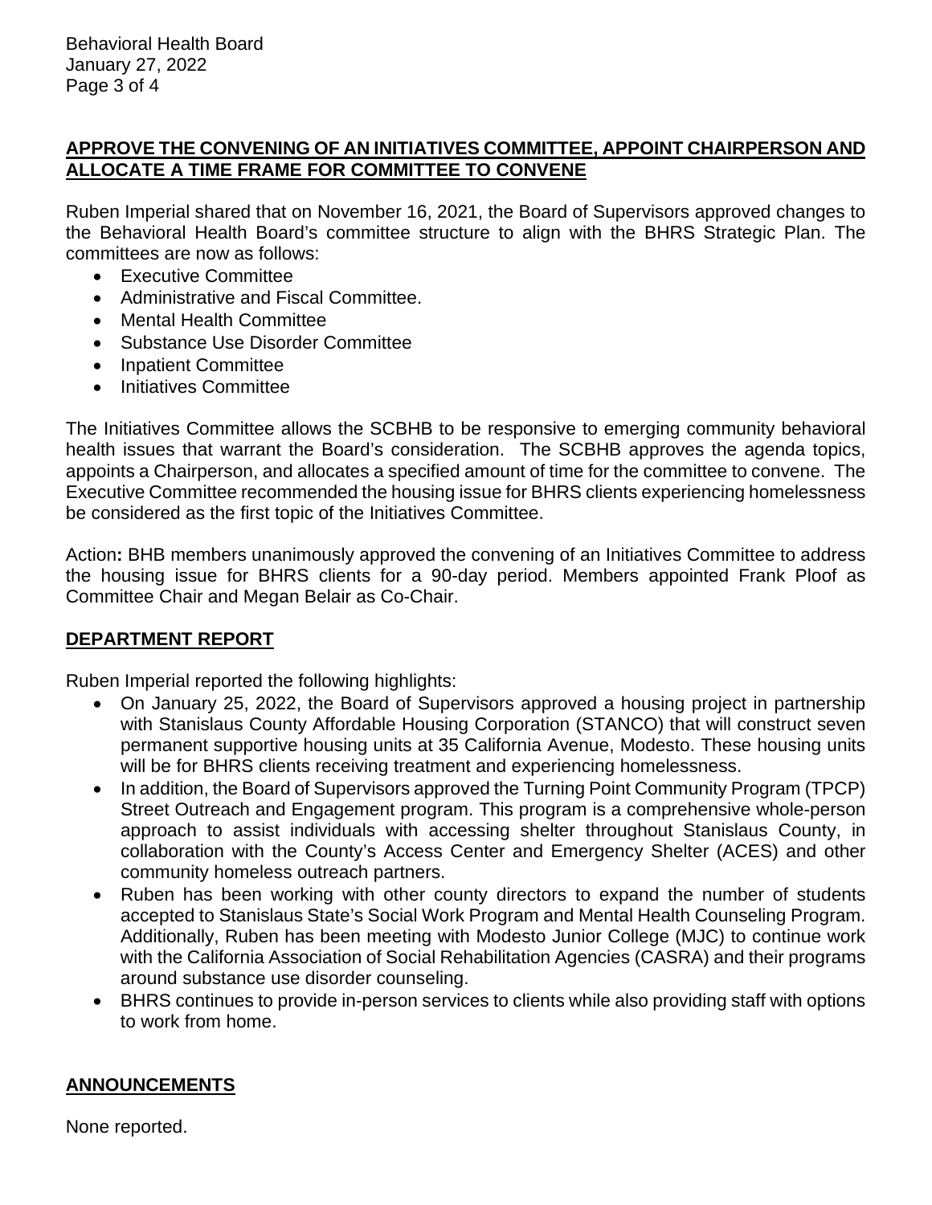## APPROVE THE CONVENING OF AN INITIATIVES COMMITTEE, APPOINT CHAIRPERSON AND ALLOCATE A TIME FRAME FOR COMMITTEE TO CONVENE

Ruben Imperial shared that on November 16, 2021, the Board of Supervisors approved changes to the Behavioral Health Board's committee structure to align with the BHRS Strategic Plan. The committees are now as follows:

- Executive Committee
- Administrative and Fiscal Committee.
- Mental Health Committee
- Substance Use Disorder Committee
- Inpatient Committee
- Initiatives Committee

The Initiatives Committee allows the SCBHB to be responsive to emerging community behavioral health issues that warrant the Board's consideration. The SCBHB approves the agenda topics, appoints a Chairperson, and allocates a specified amount of time for the committee to convene. The Executive Committee recommended the housing issue for BHRS clients experiencing homelessness be considered as the first topic of the Initiatives Committee.

Action**:** BHB members unanimously approved the convening of an Initiatives Committee to address the housing issue for BHRS clients for a 90-day period. Members appointed Frank Ploof as Committee Chair and Megan Belair as Co-Chair.

## DEPARTMENT REPORT

Ruben Imperial reported the following highlights:

- On January 25, 2022, the Board of Supervisors approved a housing project in partnership with Stanislaus County Affordable Housing Corporation (STANCO) that will construct seven permanent supportive housing units at 35 California Avenue, Modesto. These housing units will be for BHRS clients receiving treatment and experiencing homelessness.
- In addition, the Board of Supervisors approved the Turning Point Community Program (TPCP) Street Outreach and Engagement program. This program is a comprehensive whole-person approach to assist individuals with accessing shelter throughout Stanislaus County, in collaboration with the County's Access Center and Emergency Shelter (ACES) and other community homeless outreach partners.
- Ruben has been working with other county directors to expand the number of students accepted to Stanislaus State's Social Work Program and Mental Health Counseling Program. Additionally, Ruben has been meeting with Modesto Junior College (MJC) to continue work with the California Association of Social Rehabilitation Agencies (CASRA) and their programs around substance use disorder counseling.
- BHRS continues to provide in-person services to clients while also providing staff with options to work from home.

## ANNOUNCEMENTS

None reported.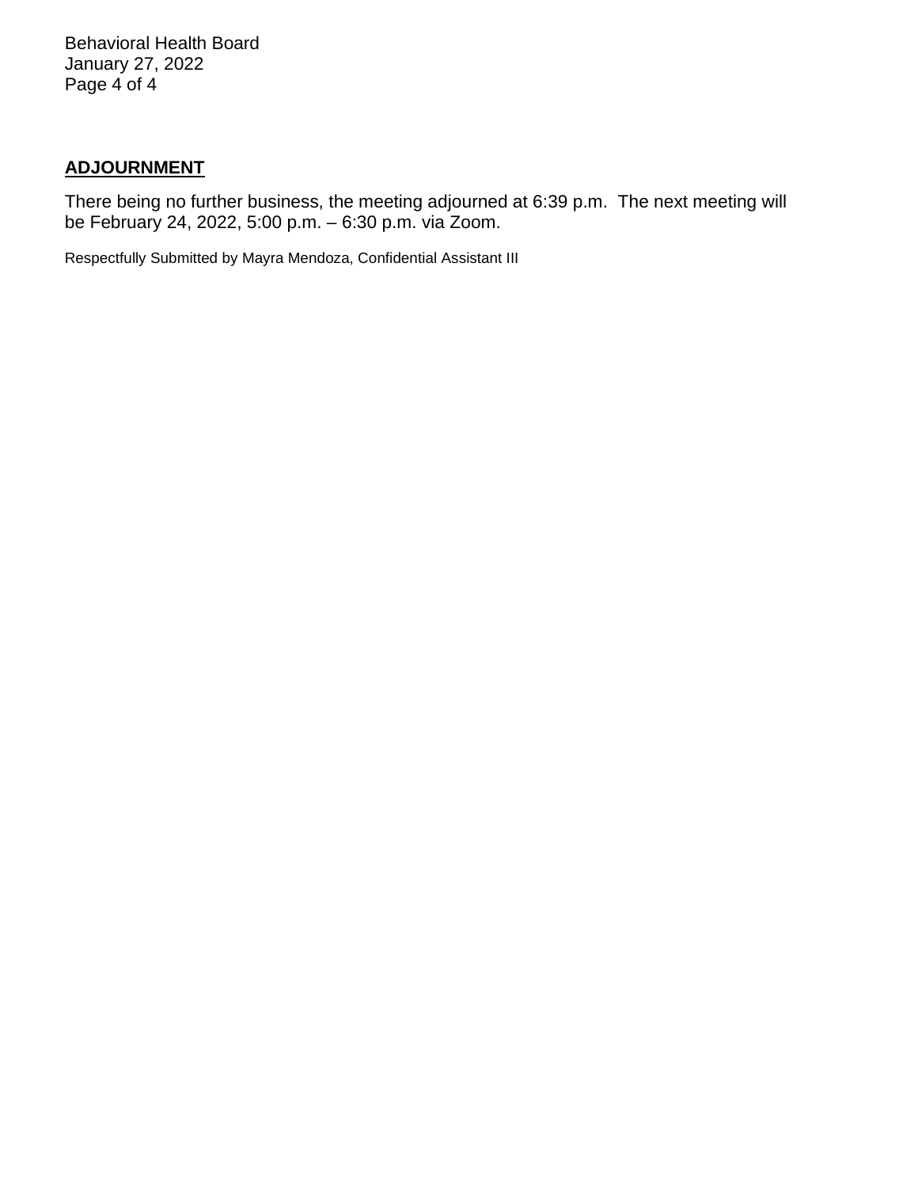**ADJOURNMENT**

There being no further business, the meeting adjourned at 6:39 p.m. The next meeting will be February 24, 2022, 5:00 p.m. – 6:30 p.m. via Zoom.

Respectfully Submitted by Mayra Mendoza, Confidential Assistant III